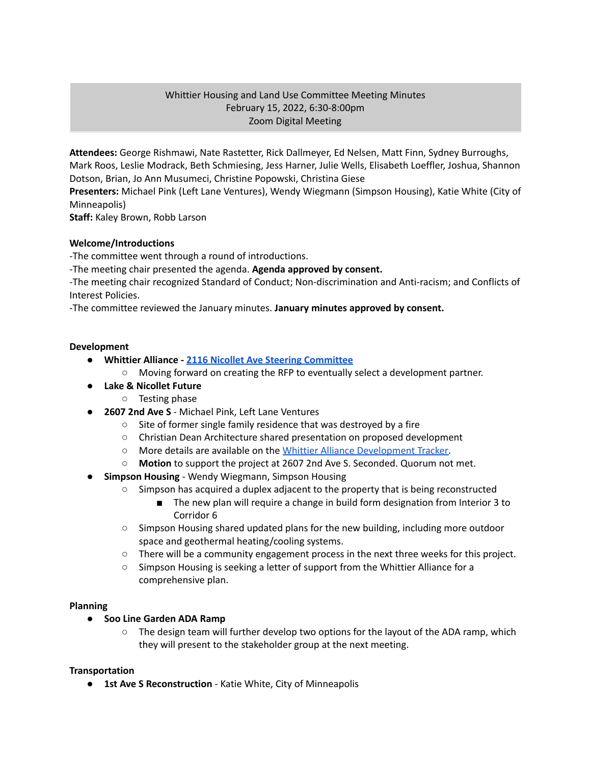# Whittier Housing and Land Use Committee Meeting Minutes
February 15, 2022, 6:30-8:00pm
Zoom Digital Meeting

**Attendees:** George Rishmawi, Nate Rastetter, Rick Dallmeyer, Ed Nelsen, Matt Finn, Sydney Burroughs, Mark Roos, Leslie Modrack, Beth Schmiesing, Jess Harner, Julie Wells, Elisabeth Loeffler, Joshua, Shannon Dotson, Brian, Jo Ann Musumeci, Christine Popowski, Christina Giese
**Presenters:** Michael Pink (Left Lane Ventures), Wendy Wiegmann (Simpson Housing), Katie White (City of Minneapolis)
**Staff:** Kaley Brown, Robb Larson

## Welcome/Introductions

-The committee went through a round of introductions.
-The meeting chair presented the agenda. **Agenda approved by consent.**
-The meeting chair recognized Standard of Conduct; Non-discrimination and Anti-racism; and Conflicts of Interest Policies.
-The committee reviewed the January minutes. **January minutes approved by consent.**

## Development

- **Whittier Alliance - 2116 Nicollet Ave Steering Committee**
  - Moving forward on creating the RFP to eventually select a development partner.
- **Lake & Nicollet Future**
  - Testing phase
- **2607 2nd Ave S** - Michael Pink, Left Lane Ventures
  - Site of former single family residence that was destroyed by a fire
  - Christian Dean Architecture shared presentation on proposed development
  - More details are available on the Whittier Alliance Development Tracker.
  - **Motion** to support the project at 2607 2nd Ave S. Seconded. Quorum not met.
- **Simpson Housing** - Wendy Wiegmann, Simpson Housing
  - Simpson has acquired a duplex adjacent to the property that is being reconstructed
    - The new plan will require a change in build form designation from Interior 3 to Corridor 6
  - Simpson Housing shared updated plans for the new building, including more outdoor space and geothermal heating/cooling systems.
  - There will be a community engagement process in the next three weeks for this project.
  - Simpson Housing is seeking a letter of support from the Whittier Alliance for a comprehensive plan.

## Planning

- **Soo Line Garden ADA Ramp**
  - The design team will further develop two options for the layout of the ADA ramp, which they will present to the stakeholder group at the next meeting.

## Transportation

- **1st Ave S Reconstruction** - Katie White, City of Minneapolis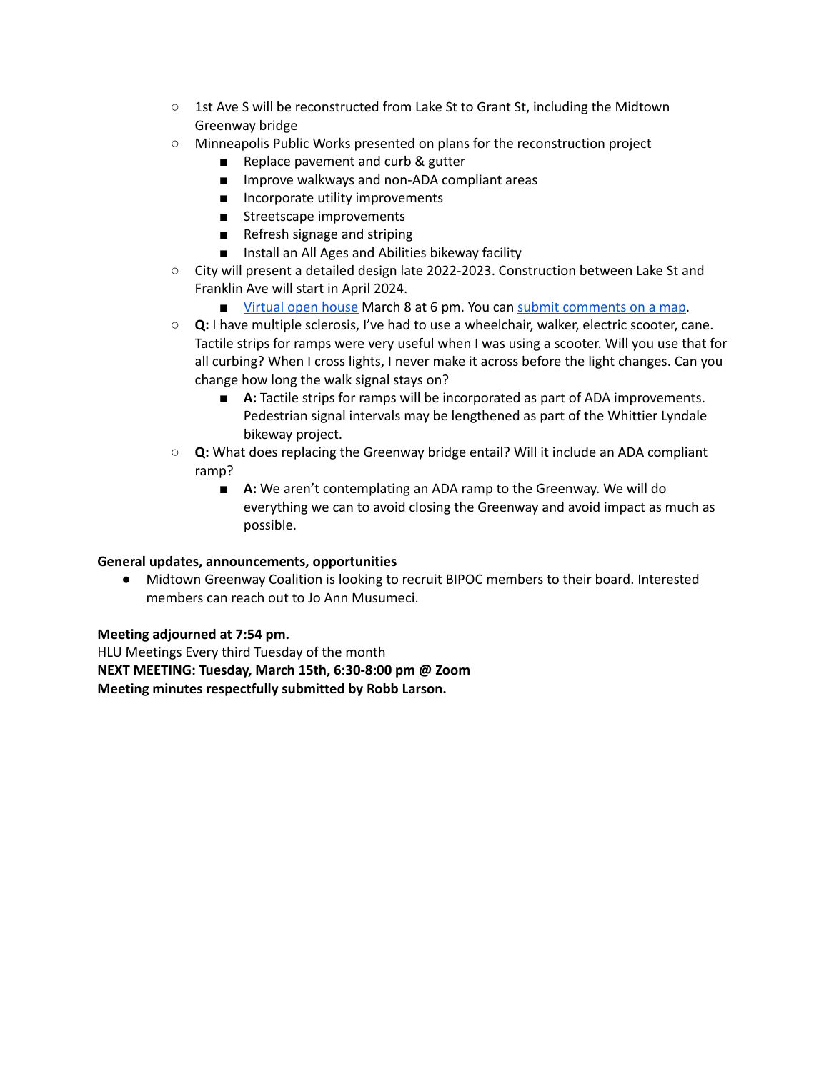- 1st Ave S will be reconstructed from Lake St to Grant St, including the Midtown Greenway bridge
- Minneapolis Public Works presented on plans for the reconstruction project
    - Replace pavement and curb & gutter
    - Improve walkways and non-ADA compliant areas
    - Incorporate utility improvements
    - Streetscape improvements
    - Refresh signage and striping
    - Install an All Ages and Abilities bikeway facility
- City will present a detailed design late 2022-2023. Construction between Lake St and Franklin Ave will start in April 2024.
    - Virtual open house March 8 at 6 pm. You can submit comments on a map.
- **Q:** I have multiple sclerosis, I've had to use a wheelchair, walker, electric scooter, cane. Tactile strips for ramps were very useful when I was using a scooter. Will you use that for all curbing? When I cross lights, I never make it across before the light changes. Can you change how long the walk signal stays on?
    - **A:** Tactile strips for ramps will be incorporated as part of ADA improvements. Pedestrian signal intervals may be lengthened as part of the Whittier Lyndale bikeway project.
- **Q:** What does replacing the Greenway bridge entail? Will it include an ADA compliant ramp?
    - **A:** We aren't contemplating an ADA ramp to the Greenway. We will do everything we can to avoid closing the Greenway and avoid impact as much as possible.

**General updates, announcements, opportunities**

- Midtown Greenway Coalition is looking to recruit BIPOC members to their board. Interested members can reach out to Jo Ann Musumeci.

**Meeting adjourned at 7:54 pm.**

HLU Meetings Every third Tuesday of the month

**NEXT MEETING: Tuesday, March 15th, 6:30-8:00 pm @ Zoom**

**Meeting minutes respectfully submitted by Robb Larson.**